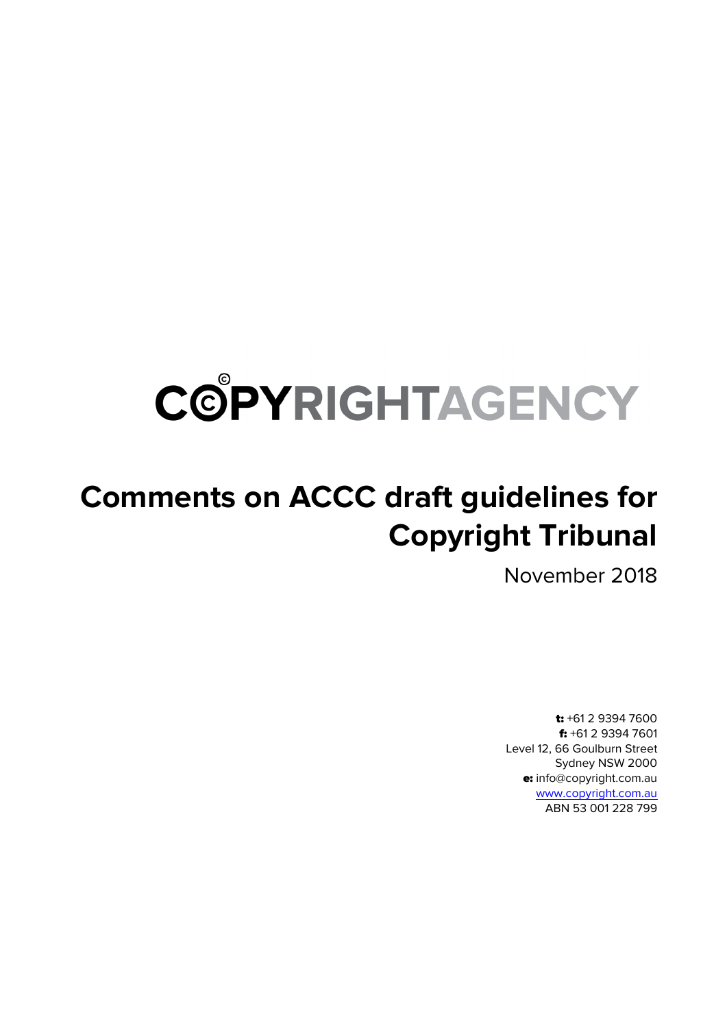COPYRIGHTAGENCY

# Comments on ACCC draft guidelines for Copyright Tribunal

November 2018

**t:** +61 2 9394 7600
**f:** +61 2 9394 7601
Level 12, 66 Goulburn Street
Sydney NSW 2000
**e:** info@copyright.com.au
www.copyright.com.au
ABN 53 001 228 799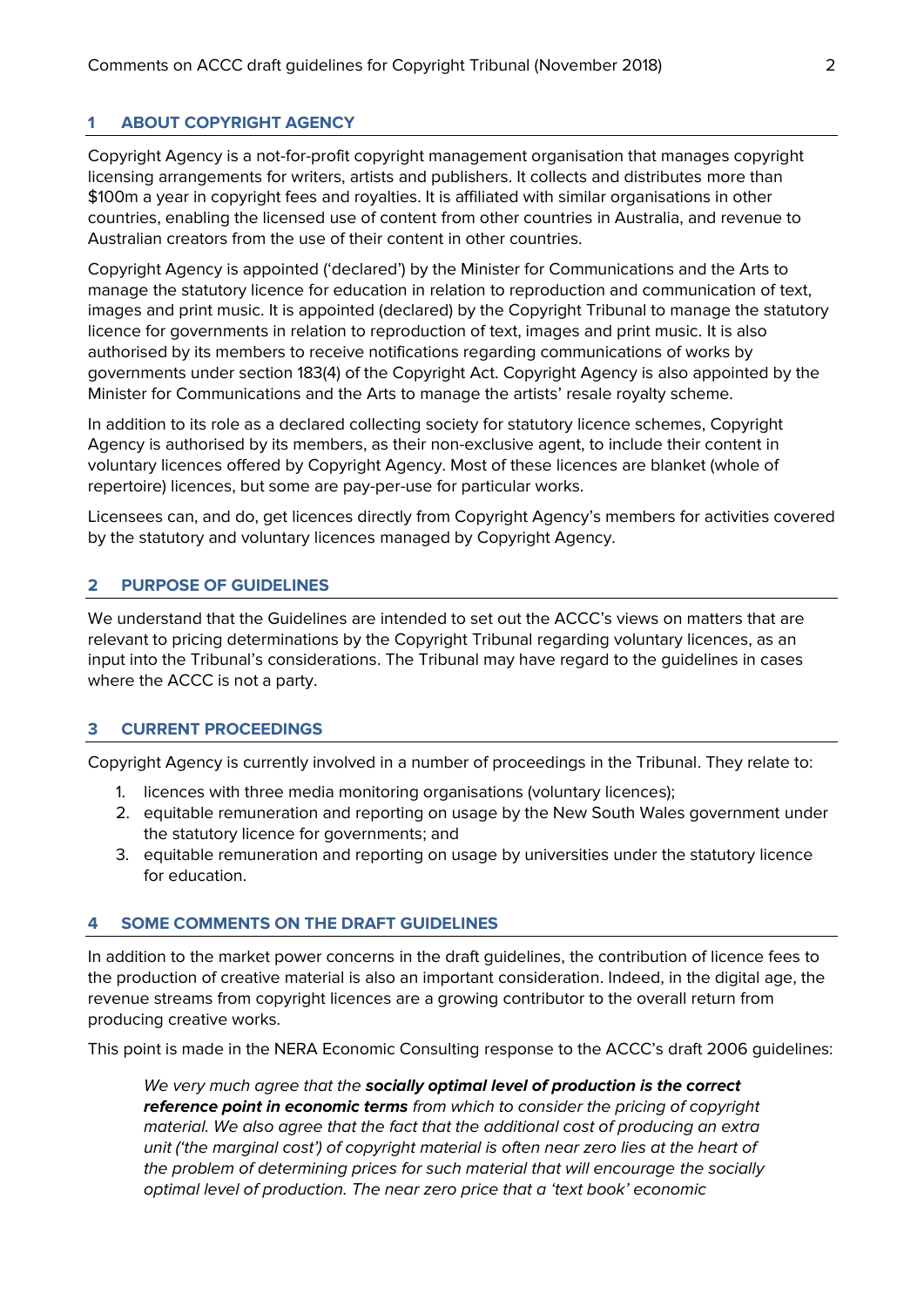## 1 ABOUT COPYRIGHT AGENCY

Copyright Agency is a not-for-profit copyright management organisation that manages copyright licensing arrangements for writers, artists and publishers. It collects and distributes more than $100m a year in copyright fees and royalties. It is affiliated with similar organisations in other countries, enabling the licensed use of content from other countries in Australia, and revenue to Australian creators from the use of their content in other countries.

Copyright Agency is appointed ('declared') by the Minister for Communications and the Arts to manage the statutory licence for education in relation to reproduction and communication of text, images and print music. It is appointed (declared) by the Copyright Tribunal to manage the statutory licence for governments in relation to reproduction of text, images and print music. It is also authorised by its members to receive notifications regarding communications of works by governments under section 183(4) of the Copyright Act. Copyright Agency is also appointed by the Minister for Communications and the Arts to manage the artists' resale royalty scheme.

In addition to its role as a declared collecting society for statutory licence schemes, Copyright Agency is authorised by its members, as their non-exclusive agent, to include their content in voluntary licences offered by Copyright Agency. Most of these licences are blanket (whole of repertoire) licences, but some are pay-per-use for particular works.

Licensees can, and do, get licences directly from Copyright Agency's members for activities covered by the statutory and voluntary licences managed by Copyright Agency.

## 2 PURPOSE OF GUIDELINES

We understand that the Guidelines are intended to set out the ACCC's views on matters that are relevant to pricing determinations by the Copyright Tribunal regarding voluntary licences, as an input into the Tribunal's considerations. The Tribunal may have regard to the guidelines in cases where the ACCC is not a party.

## 3 CURRENT PROCEEDINGS

Copyright Agency is currently involved in a number of proceedings in the Tribunal. They relate to:

1. licences with three media monitoring organisations (voluntary licences);
2. equitable remuneration and reporting on usage by the New South Wales government under the statutory licence for governments; and
3. equitable remuneration and reporting on usage by universities under the statutory licence for education.

## 4 SOME COMMENTS ON THE DRAFT GUIDELINES

In addition to the market power concerns in the draft guidelines, the contribution of licence fees to the production of creative material is also an important consideration. Indeed, in the digital age, the revenue streams from copyright licences are a growing contributor to the overall return from producing creative works.

This point is made in the NERA Economic Consulting response to the ACCC's draft 2006 guidelines:

> *We very much agree that the* ***socially optimal level of production is the correct reference point in economic terms*** *from which to consider the pricing of copyright material. We also agree that the fact that the additional cost of producing an extra unit ('the marginal cost') of copyright material is often near zero lies at the heart of the problem of determining prices for such material that will encourage the socially optimal level of production. The near zero price that a 'text book' economic*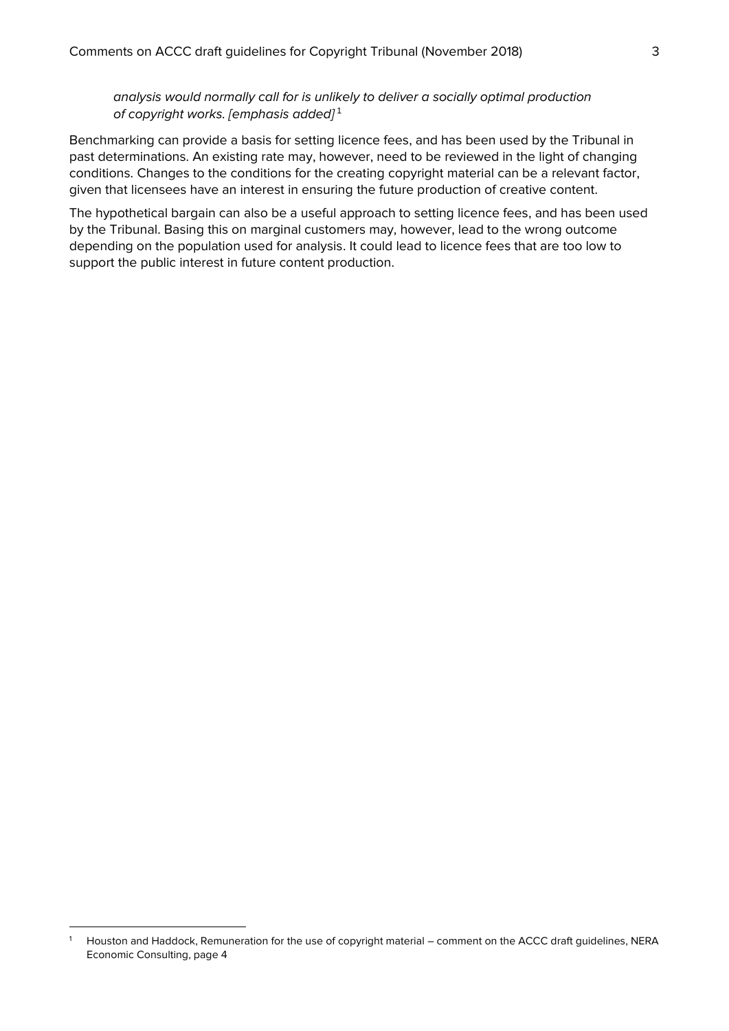*analysis would normally call for is unlikely to deliver a socially optimal production of copyright works. [emphasis added]*[1]

Benchmarking can provide a basis for setting licence fees, and has been used by the Tribunal in past determinations. An existing rate may, however, need to be reviewed in the light of changing conditions. Changes to the conditions for the creating copyright material can be a relevant factor, given that licensees have an interest in ensuring the future production of creative content.

The hypothetical bargain can also be a useful approach to setting licence fees, and has been used by the Tribunal. Basing this on marginal customers may, however, lead to the wrong outcome depending on the population used for analysis. It could lead to licence fees that are too low to support the public interest in future content production.

[1] Houston and Haddock, Remuneration for the use of copyright material – comment on the ACCC draft guidelines, NERA Economic Consulting, page 4